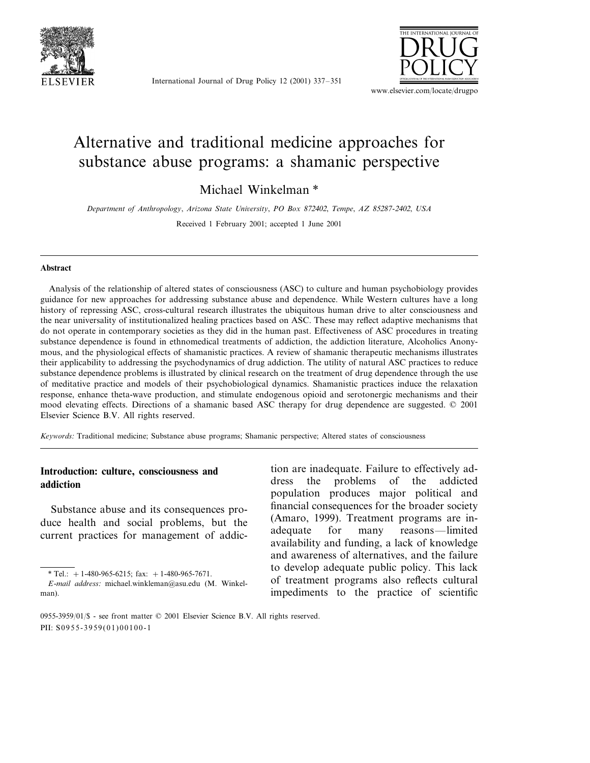# Alternative and traditional medicine approaches for substance abuse programs: a shamanic perspective

Michael Winkelman *

*Department of Anthropology, Arizona State University, PO Box 872402, Tempe, AZ 85287-2402, USA*

Received 1 February 2001; accepted 1 June 2001

## Abstract

Analysis of the relationship of altered states of consciousness (ASC) to culture and human psychobiology provides guidance for new approaches for addressing substance abuse and dependence. While Western cultures have a long history of repressing ASC, cross-cultural research illustrates the ubiquitous human drive to alter consciousness and the near universality of institutionalized healing practices based on ASC. These may reflect adaptive mechanisms that do not operate in contemporary societies as they did in the human past. Effectiveness of ASC procedures in treating substance dependence is found in ethnomedical treatments of addiction, the addiction literature, Alcoholics Anonymous, and the physiological effects of shamanistic practices. A review of shamanic therapeutic mechanisms illustrates their applicability to addressing the psychodynamics of drug addiction. The utility of natural ASC practices to reduce substance dependence problems is illustrated by clinical research on the treatment of drug dependence through the use of meditative practice and models of their psychobiological dynamics. Shamanistic practices induce the relaxation response, enhance theta-wave production, and stimulate endogenous opioid and serotonergic mechanisms and their mood elevating effects. Directions of a shamanic based ASC therapy for drug dependence are suggested. © 2001 Elsevier Science B.V. All rights reserved.

*Keywords:* Traditional medicine; Substance abuse programs; Shamanic perspective; Altered states of consciousness

## Introduction: culture, consciousness and addiction

Substance abuse and its consequences produce health and social problems, but the current practices for management of addiction are inadequate. Failure to effectively address the problems of the addicted population produces major political and financial consequences for the broader society (Amaro, 1999). Treatment programs are inadequate for many reasons—limited availability and funding, a lack of knowledge and awareness of alternatives, and the failure to develop adequate public policy. This lack of treatment programs also reflects cultural impediments to the practice of scientific

* Tel.: +1-480-965-6215; fax: +1-480-965-7671.
*E-mail address:* michael.winkleman@asu.edu (M. Winkelman).

0955-3959/01/$ - see front matter © 2001 Elsevier Science B.V. All rights reserved.
PII: S0955-3959(01)00100-1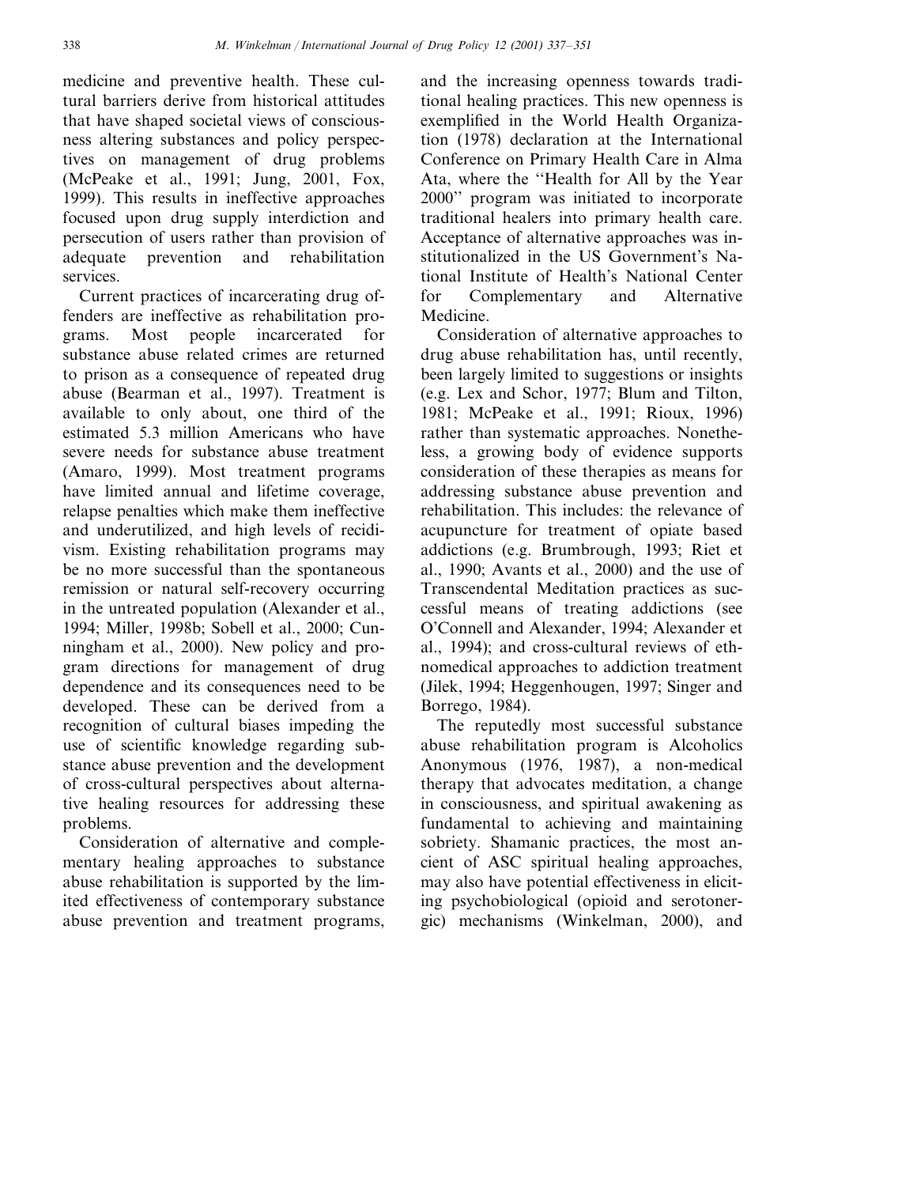medicine and preventive health. These cultural barriers derive from historical attitudes that have shaped societal views of consciousness altering substances and policy perspectives on management of drug problems (McPeake et al., 1991; Jung, 2001, Fox, 1999). This results in ineffective approaches focused upon drug supply interdiction and persecution of users rather than provision of adequate prevention and rehabilitation services.

Current practices of incarcerating drug offenders are ineffective as rehabilitation programs. Most people incarcerated for substance abuse related crimes are returned to prison as a consequence of repeated drug abuse (Bearman et al., 1997). Treatment is available to only about, one third of the estimated 5.3 million Americans who have severe needs for substance abuse treatment (Amaro, 1999). Most treatment programs have limited annual and lifetime coverage, relapse penalties which make them ineffective and underutilized, and high levels of recidivism. Existing rehabilitation programs may be no more successful than the spontaneous remission or natural self-recovery occurring in the untreated population (Alexander et al., 1994; Miller, 1998b; Sobell et al., 2000; Cunningham et al., 2000). New policy and program directions for management of drug dependence and its consequences need to be developed. These can be derived from a recognition of cultural biases impeding the use of scientific knowledge regarding substance abuse prevention and the development of cross-cultural perspectives about alternative healing resources for addressing these problems.

Consideration of alternative and complementary healing approaches to substance abuse rehabilitation is supported by the limited effectiveness of contemporary substance abuse prevention and treatment programs, and the increasing openness towards traditional healing practices. This new openness is exemplified in the World Health Organization (1978) declaration at the International Conference on Primary Health Care in Alma Ata, where the "Health for All by the Year 2000" program was initiated to incorporate traditional healers into primary health care. Acceptance of alternative approaches was institutionalized in the US Government's National Institute of Health's National Center for Complementary and Alternative Medicine.

Consideration of alternative approaches to drug abuse rehabilitation has, until recently, been largely limited to suggestions or insights (e.g. Lex and Schor, 1977; Blum and Tilton, 1981; McPeake et al., 1991; Rioux, 1996) rather than systematic approaches. Nonetheless, a growing body of evidence supports consideration of these therapies as means for addressing substance abuse prevention and rehabilitation. This includes: the relevance of acupuncture for treatment of opiate based addictions (e.g. Brumbrough, 1993; Riet et al., 1990; Avants et al., 2000) and the use of Transcendental Meditation practices as successful means of treating addictions (see O'Connell and Alexander, 1994; Alexander et al., 1994); and cross-cultural reviews of ethnomedical approaches to addiction treatment (Jilek, 1994; Heggenhougen, 1997; Singer and Borrego, 1984).

The reputedly most successful substance abuse rehabilitation program is Alcoholics Anonymous (1976, 1987), a non-medical therapy that advocates meditation, a change in consciousness, and spiritual awakening as fundamental to achieving and maintaining sobriety. Shamanic practices, the most ancient of ASC spiritual healing approaches, may also have potential effectiveness in eliciting psychobiological (opioid and serotonergic) mechanisms (Winkelman, 2000), and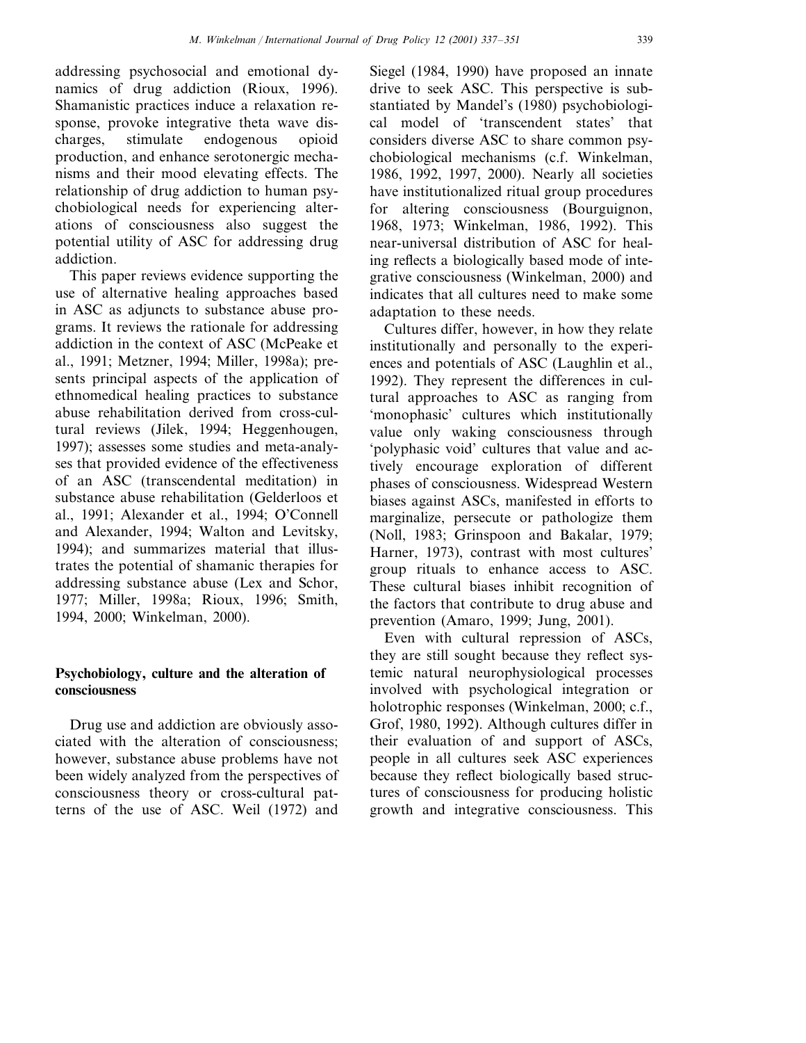addressing psychosocial and emotional dynamics of drug addiction (Rioux, 1996). Shamanistic practices induce a relaxation response, provoke integrative theta wave discharges, stimulate endogenous opioid production, and enhance serotonergic mechanisms and their mood elevating effects. The relationship of drug addiction to human psychobiological needs for experiencing alterations of consciousness also suggest the potential utility of ASC for addressing drug addiction.

This paper reviews evidence supporting the use of alternative healing approaches based in ASC as adjuncts to substance abuse programs. It reviews the rationale for addressing addiction in the context of ASC (McPeake et al., 1991; Metzner, 1994; Miller, 1998a); presents principal aspects of the application of ethnomedical healing practices to substance abuse rehabilitation derived from cross-cultural reviews (Jilek, 1994; Heggenhougen, 1997); assesses some studies and meta-analyses that provided evidence of the effectiveness of an ASC (transcendental meditation) in substance abuse rehabilitation (Gelderloos et al., 1991; Alexander et al., 1994; O'Connell and Alexander, 1994; Walton and Levitsky, 1994); and summarizes material that illustrates the potential of shamanic therapies for addressing substance abuse (Lex and Schor, 1977; Miller, 1998a; Rioux, 1996; Smith, 1994, 2000; Winkelman, 2000).

## Psychobiology, culture and the alteration of consciousness

Drug use and addiction are obviously associated with the alteration of consciousness; however, substance abuse problems have not been widely analyzed from the perspectives of consciousness theory or cross-cultural patterns of the use of ASC. Weil (1972) and Siegel (1984, 1990) have proposed an innate drive to seek ASC. This perspective is substantiated by Mandel's (1980) psychobiological model of 'transcendent states' that considers diverse ASC to share common psychobiological mechanisms (c.f. Winkelman, 1986, 1992, 1997, 2000). Nearly all societies have institutionalized ritual group procedures for altering consciousness (Bourguignon, 1968, 1973; Winkelman, 1986, 1992). This near-universal distribution of ASC for healing reflects a biologically based mode of integrative consciousness (Winkelman, 2000) and indicates that all cultures need to make some adaptation to these needs.

Cultures differ, however, in how they relate institutionally and personally to the experiences and potentials of ASC (Laughlin et al., 1992). They represent the differences in cultural approaches to ASC as ranging from 'monophasic' cultures which institutionally value only waking consciousness through 'polyphasic void' cultures that value and actively encourage exploration of different phases of consciousness. Widespread Western biases against ASCs, manifested in efforts to marginalize, persecute or pathologize them (Noll, 1983; Grinspoon and Bakalar, 1979; Harner, 1973), contrast with most cultures' group rituals to enhance access to ASC. These cultural biases inhibit recognition of the factors that contribute to drug abuse and prevention (Amaro, 1999; Jung, 2001).

Even with cultural repression of ASCs, they are still sought because they reflect systemic natural neurophysiological processes involved with psychological integration or holotrophic responses (Winkelman, 2000; c.f., Grof, 1980, 1992). Although cultures differ in their evaluation of and support of ASCs, people in all cultures seek ASC experiences because they reflect biologically based structures of consciousness for producing holistic growth and integrative consciousness. This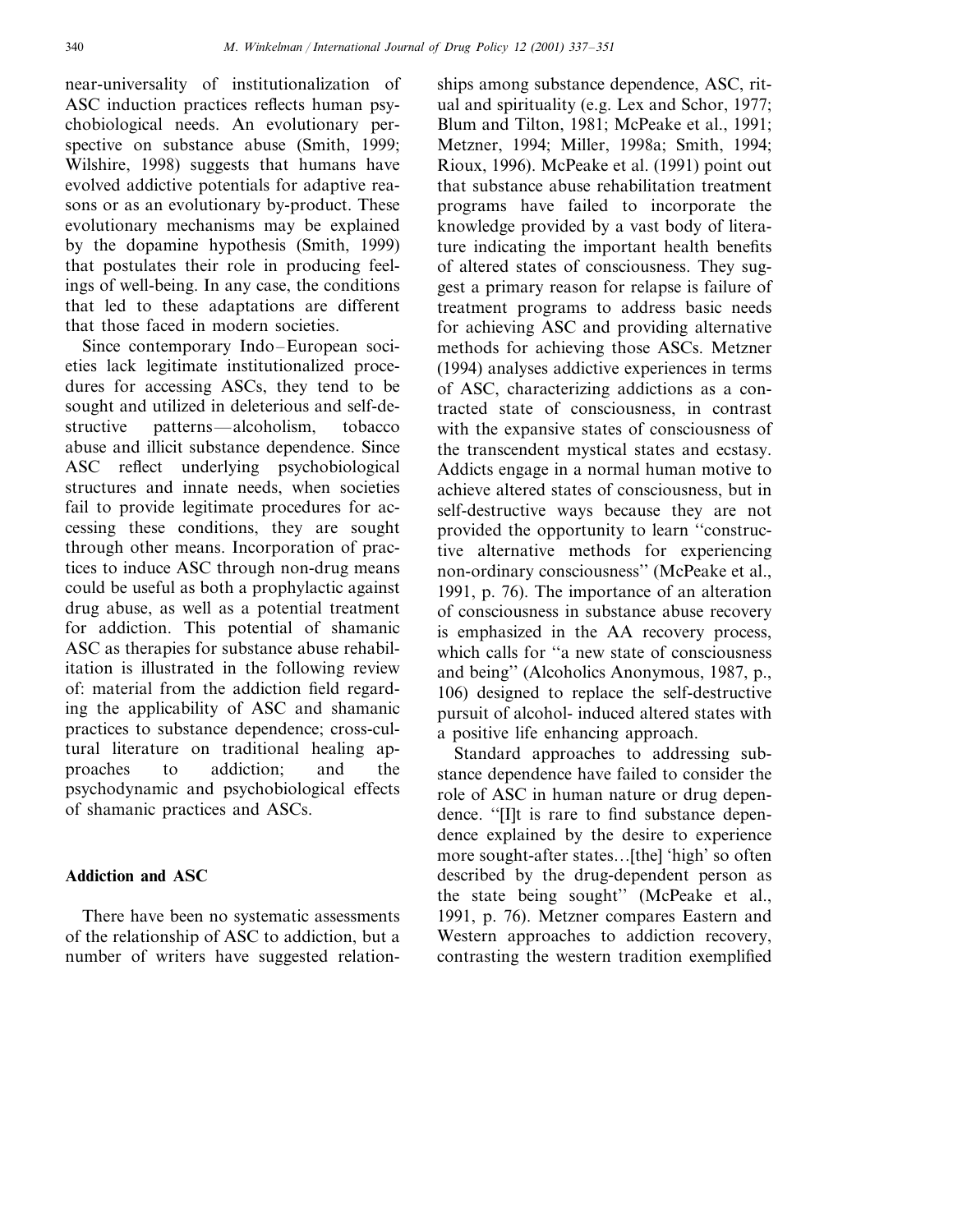near-universality of institutionalization of ASC induction practices reflects human psychobiological needs. An evolutionary perspective on substance abuse (Smith, 1999; Wilshire, 1998) suggests that humans have evolved addictive potentials for adaptive reasons or as an evolutionary by-product. These evolutionary mechanisms may be explained by the dopamine hypothesis (Smith, 1999) that postulates their role in producing feelings of well-being. In any case, the conditions that led to these adaptations are different that those faced in modern societies.

Since contemporary Indo–European societies lack legitimate institutionalized procedures for accessing ASCs, they tend to be sought and utilized in deleterious and self-destructive patterns—alcoholism, tobacco abuse and illicit substance dependence. Since ASC reflect underlying psychobiological structures and innate needs, when societies fail to provide legitimate procedures for accessing these conditions, they are sought through other means. Incorporation of practices to induce ASC through non-drug means could be useful as both a prophylactic against drug abuse, as well as a potential treatment for addiction. This potential of shamanic ASC as therapies for substance abuse rehabilitation is illustrated in the following review of: material from the addiction field regarding the applicability of ASC and shamanic practices to substance dependence; cross-cultural literature on traditional healing approaches to addiction; and the psychodynamic and psychobiological effects of shamanic practices and ASCs.

## Addiction and ASC

There have been no systematic assessments of the relationship of ASC to addiction, but a number of writers have suggested relationships among substance dependence, ASC, ritual and spirituality (e.g. Lex and Schor, 1977; Blum and Tilton, 1981; McPeake et al., 1991; Metzner, 1994; Miller, 1998a; Smith, 1994; Rioux, 1996). McPeake et al. (1991) point out that substance abuse rehabilitation treatment programs have failed to incorporate the knowledge provided by a vast body of literature indicating the important health benefits of altered states of consciousness. They suggest a primary reason for relapse is failure of treatment programs to address basic needs for achieving ASC and providing alternative methods for achieving those ASCs. Metzner (1994) analyses addictive experiences in terms of ASC, characterizing addictions as a contracted state of consciousness, in contrast with the expansive states of consciousness of the transcendent mystical states and ecstasy. Addicts engage in a normal human motive to achieve altered states of consciousness, but in self-destructive ways because they are not provided the opportunity to learn "constructive alternative methods for experiencing non-ordinary consciousness" (McPeake et al., 1991, p. 76). The importance of an alteration of consciousness in substance abuse recovery is emphasized in the AA recovery process, which calls for "a new state of consciousness and being" (Alcoholics Anonymous, 1987, p., 106) designed to replace the self-destructive pursuit of alcohol- induced altered states with a positive life enhancing approach.

Standard approaches to addressing substance dependence have failed to consider the role of ASC in human nature or drug dependence. "[I]t is rare to find substance dependence explained by the desire to experience more sought-after states…[the] 'high' so often described by the drug-dependent person as the state being sought" (McPeake et al., 1991, p. 76). Metzner compares Eastern and Western approaches to addiction recovery, contrasting the western tradition exemplified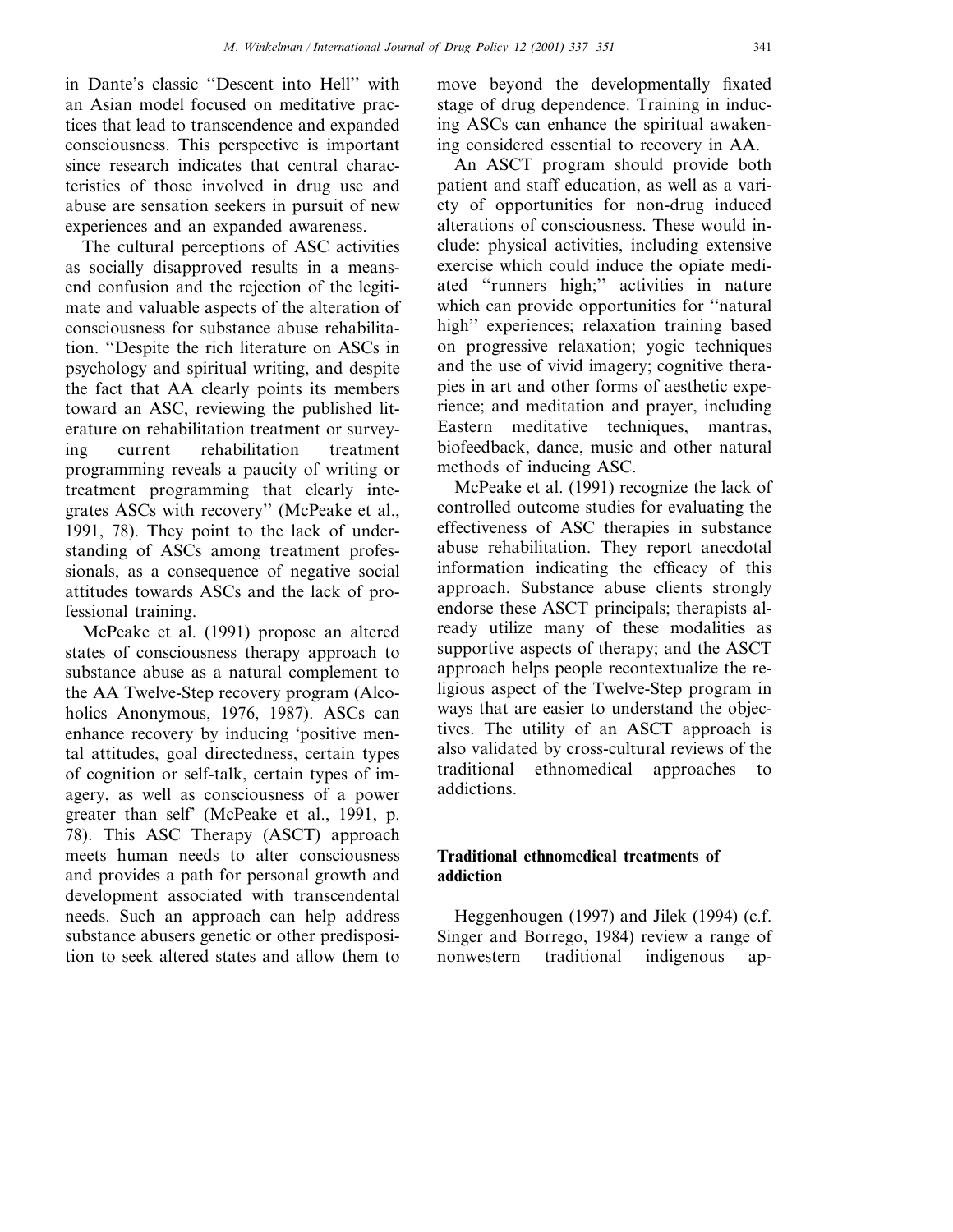in Dante's classic "Descent into Hell" with an Asian model focused on meditative practices that lead to transcendence and expanded consciousness. This perspective is important since research indicates that central characteristics of those involved in drug use and abuse are sensation seekers in pursuit of new experiences and an expanded awareness.

The cultural perceptions of ASC activities as socially disapproved results in a means-end confusion and the rejection of the legitimate and valuable aspects of the alteration of consciousness for substance abuse rehabilitation. "Despite the rich literature on ASCs in psychology and spiritual writing, and despite the fact that AA clearly points its members toward an ASC, reviewing the published literature on rehabilitation treatment or surveying current rehabilitation treatment programming reveals a paucity of writing or treatment programming that clearly integrates ASCs with recovery" (McPeake et al., 1991, 78). They point to the lack of understanding of ASCs among treatment professionals, as a consequence of negative social attitudes towards ASCs and the lack of professional training.

McPeake et al. (1991) propose an altered states of consciousness therapy approach to substance abuse as a natural complement to the AA Twelve-Step recovery program (Alcoholics Anonymous, 1976, 1987). ASCs can enhance recovery by inducing 'positive mental attitudes, goal directedness, certain types of cognition or self-talk, certain types of imagery, as well as consciousness of a power greater than self' (McPeake et al., 1991, p. 78). This ASC Therapy (ASCT) approach meets human needs to alter consciousness and provides a path for personal growth and development associated with transcendental needs. Such an approach can help address substance abusers genetic or other predisposition to seek altered states and allow them to move beyond the developmentally fixated stage of drug dependence. Training in inducing ASCs can enhance the spiritual awakening considered essential to recovery in AA.

An ASCT program should provide both patient and staff education, as well as a variety of opportunities for non-drug induced alterations of consciousness. These would include: physical activities, including extensive exercise which could induce the opiate mediated "runners high;" activities in nature which can provide opportunities for "natural high" experiences; relaxation training based on progressive relaxation; yogic techniques and the use of vivid imagery; cognitive therapies in art and other forms of aesthetic experience; and meditation and prayer, including Eastern meditative techniques, mantras, biofeedback, dance, music and other natural methods of inducing ASC.

McPeake et al. (1991) recognize the lack of controlled outcome studies for evaluating the effectiveness of ASC therapies in substance abuse rehabilitation. They report anecdotal information indicating the efficacy of this approach. Substance abuse clients strongly endorse these ASCT principals; therapists already utilize many of these modalities as supportive aspects of therapy; and the ASCT approach helps people recontextualize the religious aspect of the Twelve-Step program in ways that are easier to understand the objectives. The utility of an ASCT approach is also validated by cross-cultural reviews of the traditional ethnomedical approaches to addictions.

## Traditional ethnomedical treatments of addiction

Heggenhougen (1997) and Jilek (1994) (c.f. Singer and Borrego, 1984) review a range of nonwestern traditional indigenous ap-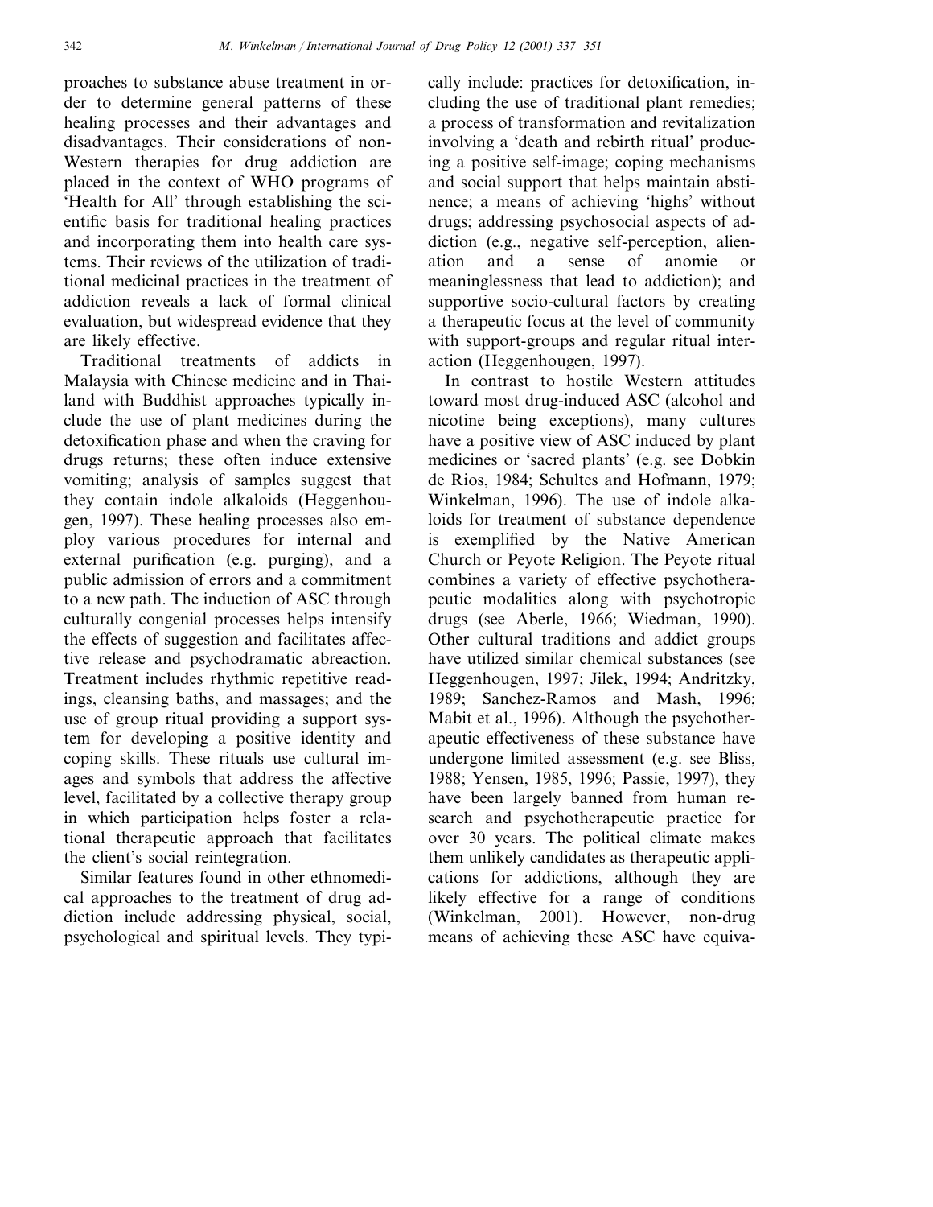proaches to substance abuse treatment in order to determine general patterns of these healing processes and their advantages and disadvantages. Their considerations of non-Western therapies for drug addiction are placed in the context of WHO programs of 'Health for All' through establishing the scientific basis for traditional healing practices and incorporating them into health care systems. Their reviews of the utilization of traditional medicinal practices in the treatment of addiction reveals a lack of formal clinical evaluation, but widespread evidence that they are likely effective.

Traditional treatments of addicts in Malaysia with Chinese medicine and in Thailand with Buddhist approaches typically include the use of plant medicines during the detoxification phase and when the craving for drugs returns; these often induce extensive vomiting; analysis of samples suggest that they contain indole alkaloids (Heggenhougen, 1997). These healing processes also employ various procedures for internal and external purification (e.g. purging), and a public admission of errors and a commitment to a new path. The induction of ASC through culturally congenial processes helps intensify the effects of suggestion and facilitates affective release and psychodramatic abreaction. Treatment includes rhythmic repetitive readings, cleansing baths, and massages; and the use of group ritual providing a support system for developing a positive identity and coping skills. These rituals use cultural images and symbols that address the affective level, facilitated by a collective therapy group in which participation helps foster a relational therapeutic approach that facilitates the client's social reintegration.

Similar features found in other ethnomedical approaches to the treatment of drug addiction include addressing physical, social, psychological and spiritual levels. They typically include: practices for detoxification, including the use of traditional plant remedies; a process of transformation and revitalization involving a 'death and rebirth ritual' producing a positive self-image; coping mechanisms and social support that helps maintain abstinence; a means of achieving 'highs' without drugs; addressing psychosocial aspects of addiction (e.g., negative self-perception, alienation and a sense of anomie or meaninglessness that lead to addiction); and supportive socio-cultural factors by creating a therapeutic focus at the level of community with support-groups and regular ritual interaction (Heggenhougen, 1997).

In contrast to hostile Western attitudes toward most drug-induced ASC (alcohol and nicotine being exceptions), many cultures have a positive view of ASC induced by plant medicines or 'sacred plants' (e.g. see Dobkin de Rios, 1984; Schultes and Hofmann, 1979; Winkelman, 1996). The use of indole alkaloids for treatment of substance dependence is exemplified by the Native American Church or Peyote Religion. The Peyote ritual combines a variety of effective psychotherapeutic modalities along with psychotropic drugs (see Aberle, 1966; Wiedman, 1990). Other cultural traditions and addict groups have utilized similar chemical substances (see Heggenhougen, 1997; Jilek, 1994; Andritzky, 1989; Sanchez-Ramos and Mash, 1996; Mabit et al., 1996). Although the psychotherapeutic effectiveness of these substance have undergone limited assessment (e.g. see Bliss, 1988; Yensen, 1985, 1996; Passie, 1997), they have been largely banned from human research and psychotherapeutic practice for over 30 years. The political climate makes them unlikely candidates as therapeutic applications for addictions, although they are likely effective for a range of conditions (Winkelman, 2001). However, non-drug means of achieving these ASC have equiva-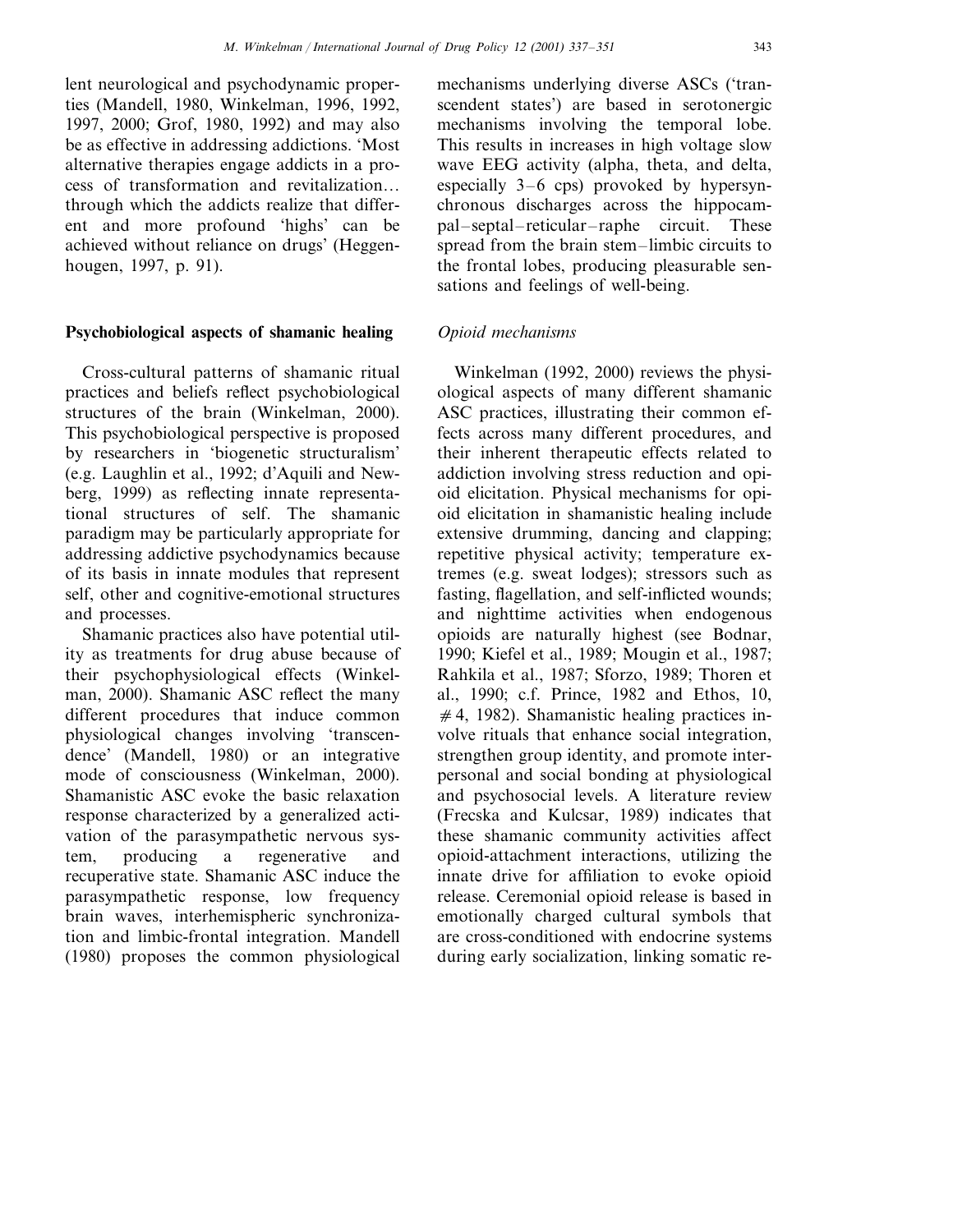lent neurological and psychodynamic properties (Mandell, 1980, Winkelman, 1996, 1992, 1997, 2000; Grof, 1980, 1992) and may also be as effective in addressing addictions. 'Most alternative therapies engage addicts in a process of transformation and revitalization… through which the addicts realize that different and more profound 'highs' can be achieved without reliance on drugs' (Heggenhougen, 1997, p. 91).

## Psychobiological aspects of shamanic healing

Cross-cultural patterns of shamanic ritual practices and beliefs reflect psychobiological structures of the brain (Winkelman, 2000). This psychobiological perspective is proposed by researchers in 'biogenetic structuralism' (e.g. Laughlin et al., 1992; d'Aquili and Newberg, 1999) as reflecting innate representational structures of self. The shamanic paradigm may be particularly appropriate for addressing addictive psychodynamics because of its basis in innate modules that represent self, other and cognitive-emotional structures and processes.

Shamanic practices also have potential utility as treatments for drug abuse because of their psychophysiological effects (Winkelman, 2000). Shamanic ASC reflect the many different procedures that induce common physiological changes involving 'transcendence' (Mandell, 1980) or an integrative mode of consciousness (Winkelman, 2000). Shamanistic ASC evoke the basic relaxation response characterized by a generalized activation of the parasympathetic nervous system, producing a regenerative and recuperative state. Shamanic ASC induce the parasympathetic response, low frequency brain waves, interhemispheric synchronization and limbic-frontal integration. Mandell (1980) proposes the common physiological mechanisms underlying diverse ASCs ('transcendent states') are based in serotonergic mechanisms involving the temporal lobe. This results in increases in high voltage slow wave EEG activity (alpha, theta, and delta, especially 3–6 cps) provoked by hypersynchronous discharges across the hippocampal–septal–reticular–raphe circuit. These spread from the brain stem–limbic circuits to the frontal lobes, producing pleasurable sensations and feelings of well-being.

### *Opioid mechanisms*

Winkelman (1992, 2000) reviews the physiological aspects of many different shamanic ASC practices, illustrating their common effects across many different procedures, and their inherent therapeutic effects related to addiction involving stress reduction and opioid elicitation. Physical mechanisms for opioid elicitation in shamanistic healing include extensive drumming, dancing and clapping; repetitive physical activity; temperature extremes (e.g. sweat lodges); stressors such as fasting, flagellation, and self-inflicted wounds; and nighttime activities when endogenous opioids are naturally highest (see Bodnar, 1990; Kiefel et al., 1989; Mougin et al., 1987; Rahkila et al., 1987; Sforzo, 1989; Thoren et al., 1990; c.f. Prince, 1982 and Ethos, 10, #4, 1982). Shamanistic healing practices involve rituals that enhance social integration, strengthen group identity, and promote interpersonal and social bonding at physiological and psychosocial levels. A literature review (Frecska and Kulcsar, 1989) indicates that these shamanic community activities affect opioid-attachment interactions, utilizing the innate drive for affiliation to evoke opioid release. Ceremonial opioid release is based in emotionally charged cultural symbols that are cross-conditioned with endocrine systems during early socialization, linking somatic re-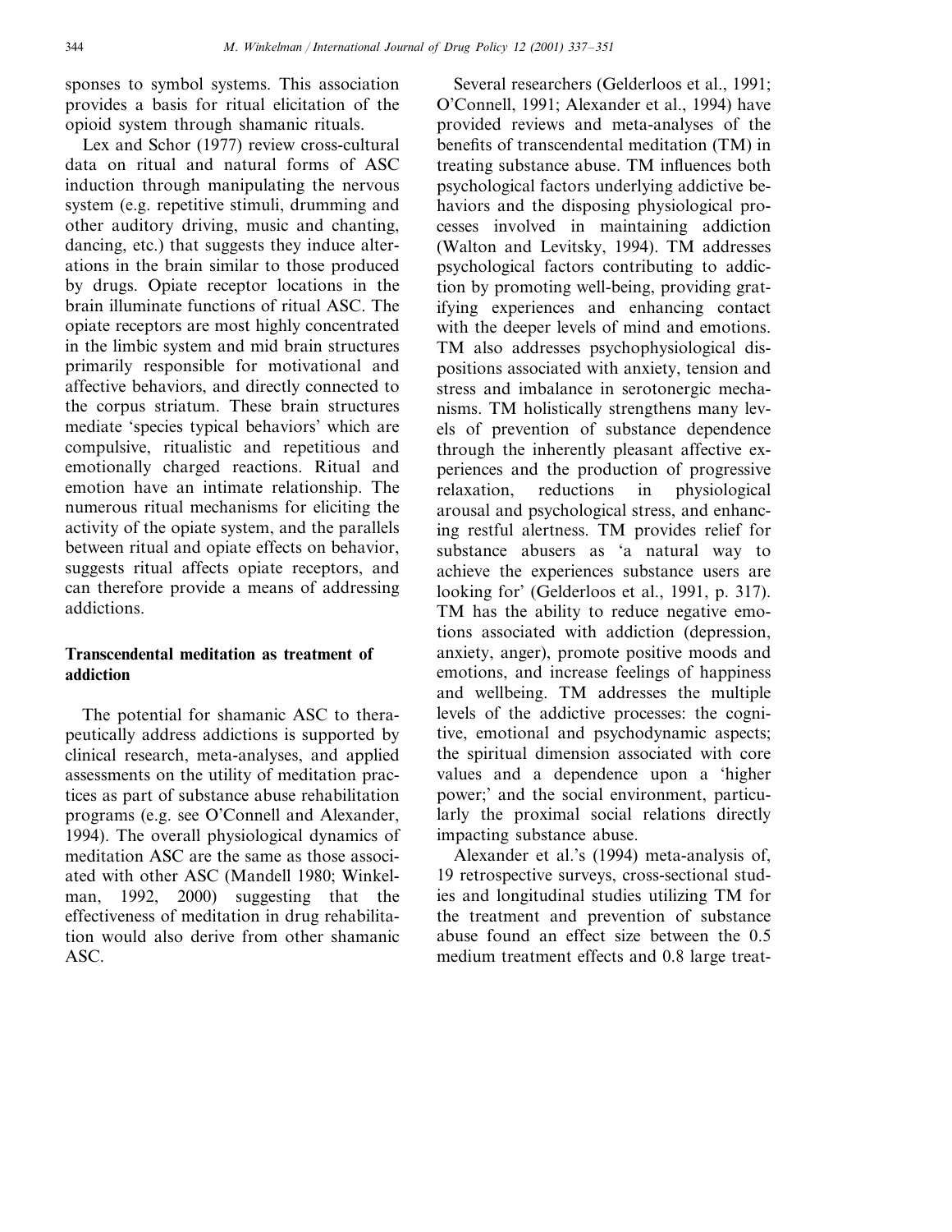sponses to symbol systems. This association provides a basis for ritual elicitation of the opioid system through shamanic rituals.

Lex and Schor (1977) review cross-cultural data on ritual and natural forms of ASC induction through manipulating the nervous system (e.g. repetitive stimuli, drumming and other auditory driving, music and chanting, dancing, etc.) that suggests they induce alterations in the brain similar to those produced by drugs. Opiate receptor locations in the brain illuminate functions of ritual ASC. The opiate receptors are most highly concentrated in the limbic system and mid brain structures primarily responsible for motivational and affective behaviors, and directly connected to the corpus striatum. These brain structures mediate 'species typical behaviors' which are compulsive, ritualistic and repetitious and emotionally charged reactions. Ritual and emotion have an intimate relationship. The numerous ritual mechanisms for eliciting the activity of the opiate system, and the parallels between ritual and opiate effects on behavior, suggests ritual affects opiate receptors, and can therefore provide a means of addressing addictions.

## Transcendental meditation as treatment of addiction

The potential for shamanic ASC to therapeutically address addictions is supported by clinical research, meta-analyses, and applied assessments on the utility of meditation practices as part of substance abuse rehabilitation programs (e.g. see O'Connell and Alexander, 1994). The overall physiological dynamics of meditation ASC are the same as those associated with other ASC (Mandell 1980; Winkelman, 1992, 2000) suggesting that the effectiveness of meditation in drug rehabilitation would also derive from other shamanic ASC.

Several researchers (Gelderloos et al., 1991; O'Connell, 1991; Alexander et al., 1994) have provided reviews and meta-analyses of the benefits of transcendental meditation (TM) in treating substance abuse. TM influences both psychological factors underlying addictive behaviors and the disposing physiological processes involved in maintaining addiction (Walton and Levitsky, 1994). TM addresses psychological factors contributing to addiction by promoting well-being, providing gratifying experiences and enhancing contact with the deeper levels of mind and emotions. TM also addresses psychophysiological dispositions associated with anxiety, tension and stress and imbalance in serotonergic mechanisms. TM holistically strengthens many levels of prevention of substance dependence through the inherently pleasant affective experiences and the production of progressive relaxation, reductions in physiological arousal and psychological stress, and enhancing restful alertness. TM provides relief for substance abusers as 'a natural way to achieve the experiences substance users are looking for' (Gelderloos et al., 1991, p. 317). TM has the ability to reduce negative emotions associated with addiction (depression, anxiety, anger), promote positive moods and emotions, and increase feelings of happiness and wellbeing. TM addresses the multiple levels of the addictive processes: the cognitive, emotional and psychodynamic aspects; the spiritual dimension associated with core values and a dependence upon a 'higher power;' and the social environment, particularly the proximal social relations directly impacting substance abuse.

Alexander et al.'s (1994) meta-analysis of, 19 retrospective surveys, cross-sectional studies and longitudinal studies utilizing TM for the treatment and prevention of substance abuse found an effect size between the 0.5 medium treatment effects and 0.8 large treat-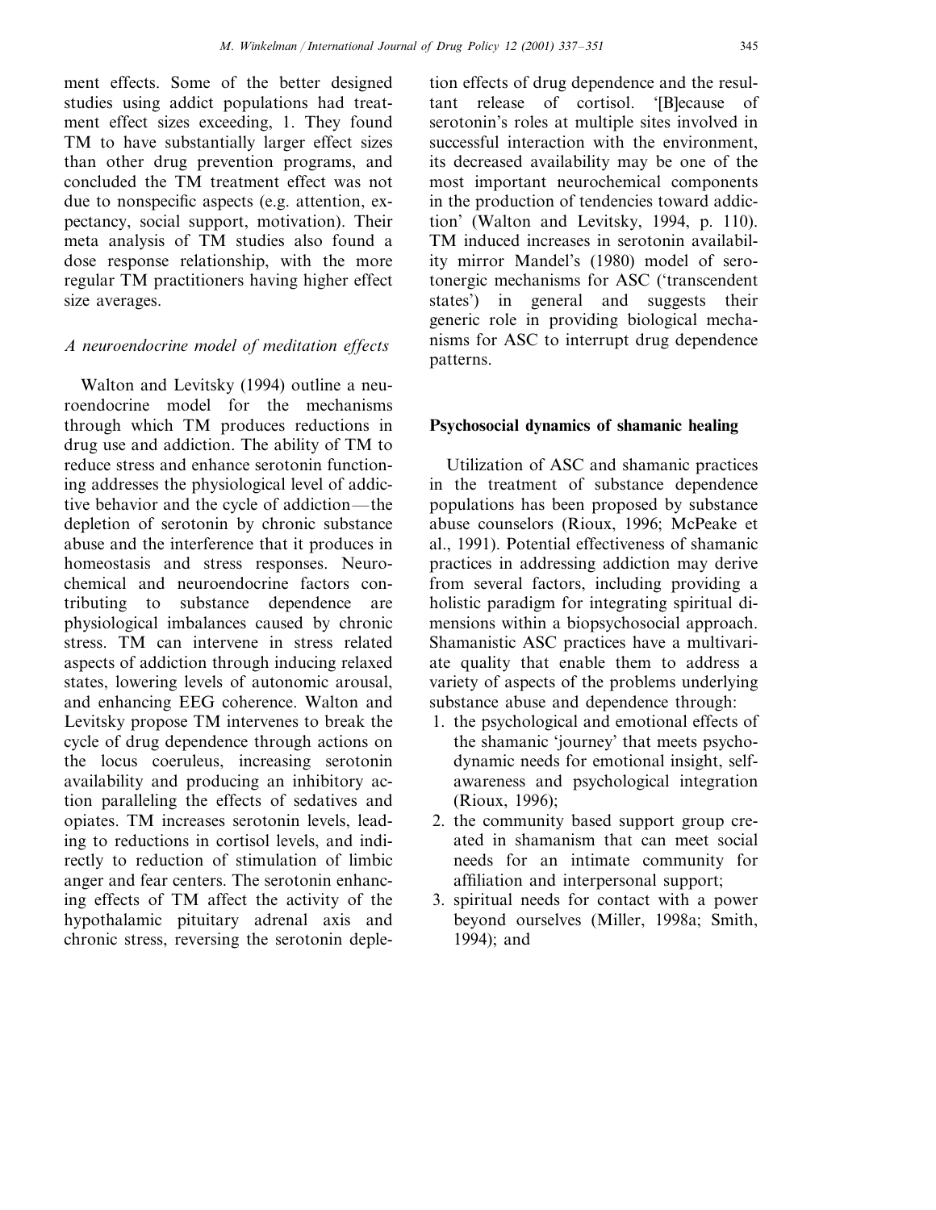ment effects. Some of the better designed studies using addict populations had treatment effect sizes exceeding, 1. They found TM to have substantially larger effect sizes than other drug prevention programs, and concluded the TM treatment effect was not due to nonspecific aspects (e.g. attention, expectancy, social support, motivation). Their meta analysis of TM studies also found a dose response relationship, with the more regular TM practitioners having higher effect size averages.

### *A neuroendocrine model of meditation effects*

Walton and Levitsky (1994) outline a neuroendocrine model for the mechanisms through which TM produces reductions in drug use and addiction. The ability of TM to reduce stress and enhance serotonin functioning addresses the physiological level of addictive behavior and the cycle of addiction—the depletion of serotonin by chronic substance abuse and the interference that it produces in homeostasis and stress responses. Neurochemical and neuroendocrine factors contributing to substance dependence are physiological imbalances caused by chronic stress. TM can intervene in stress related aspects of addiction through inducing relaxed states, lowering levels of autonomic arousal, and enhancing EEG coherence. Walton and Levitsky propose TM intervenes to break the cycle of drug dependence through actions on the locus coeruleus, increasing serotonin availability and producing an inhibitory action paralleling the effects of sedatives and opiates. TM increases serotonin levels, leading to reductions in cortisol levels, and indirectly to reduction of stimulation of limbic anger and fear centers. The serotonin enhancing effects of TM affect the activity of the hypothalamic pituitary adrenal axis and chronic stress, reversing the serotonin depletion effects of drug dependence and the resultant release of cortisol. '[B]ecause of serotonin's roles at multiple sites involved in successful interaction with the environment, its decreased availability may be one of the most important neurochemical components in the production of tendencies toward addiction' (Walton and Levitsky, 1994, p. 110). TM induced increases in serotonin availability mirror Mandel's (1980) model of serotonergic mechanisms for ASC ('transcendent states') in general and suggests their generic role in providing biological mechanisms for ASC to interrupt drug dependence patterns.

## **Psychosocial dynamics of shamanic healing**

Utilization of ASC and shamanic practices in the treatment of substance dependence populations has been proposed by substance abuse counselors (Rioux, 1996; McPeake et al., 1991). Potential effectiveness of shamanic practices in addressing addiction may derive from several factors, including providing a holistic paradigm for integrating spiritual dimensions within a biopsychosocial approach. Shamanistic ASC practices have a multivariate quality that enable them to address a variety of aspects of the problems underlying substance abuse and dependence through:

1. the psychological and emotional effects of the shamanic 'journey' that meets psychodynamic needs for emotional insight, self-awareness and psychological integration (Rioux, 1996);
2. the community based support group created in shamanism that can meet social needs for an intimate community for affiliation and interpersonal support;
3. spiritual needs for contact with a power beyond ourselves (Miller, 1998a; Smith, 1994); and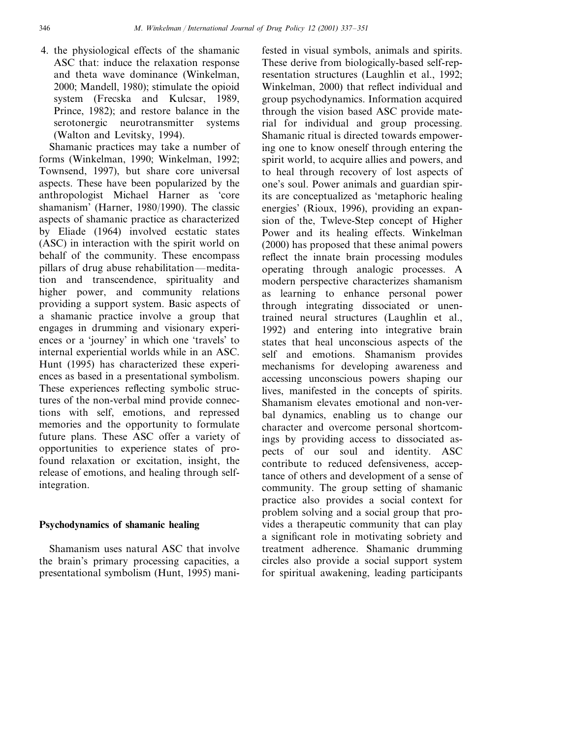4. the physiological effects of the shamanic ASC that: induce the relaxation response and theta wave dominance (Winkelman, 2000; Mandell, 1980); stimulate the opioid system (Frecska and Kulcsar, 1989, Prince, 1982); and restore balance in the serotonergic neurotransmitter systems (Walton and Levitsky, 1994).

Shamanic practices may take a number of forms (Winkelman, 1990; Winkelman, 1992; Townsend, 1997), but share core universal aspects. These have been popularized by the anthropologist Michael Harner as 'core shamanism' (Harner, 1980/1990). The classic aspects of shamanic practice as characterized by Eliade (1964) involved ecstatic states (ASC) in interaction with the spirit world on behalf of the community. These encompass pillars of drug abuse rehabilitation—meditation and transcendence, spirituality and higher power, and community relations providing a support system. Basic aspects of a shamanic practice involve a group that engages in drumming and visionary experiences or a 'journey' in which one 'travels' to internal experiential worlds while in an ASC. Hunt (1995) has characterized these experiences as based in a presentational symbolism. These experiences reflecting symbolic structures of the non-verbal mind provide connections with self, emotions, and repressed memories and the opportunity to formulate future plans. These ASC offer a variety of opportunities to experience states of profound relaxation or excitation, insight, the release of emotions, and healing through self-integration.

## Psychodynamics of shamanic healing

Shamanism uses natural ASC that involve the brain's primary processing capacities, a presentational symbolism (Hunt, 1995) manifested in visual symbols, animals and spirits. These derive from biologically-based self-representation structures (Laughlin et al., 1992; Winkelman, 2000) that reflect individual and group psychodynamics. Information acquired through the vision based ASC provide material for individual and group processing. Shamanic ritual is directed towards empowering one to know oneself through entering the spirit world, to acquire allies and powers, and to heal through recovery of lost aspects of one's soul. Power animals and guardian spirits are conceptualized as 'metaphoric healing energies' (Rioux, 1996), providing an expansion of the, Twleve-Step concept of Higher Power and its healing effects. Winkelman (2000) has proposed that these animal powers reflect the innate brain processing modules operating through analogic processes. A modern perspective characterizes shamanism as learning to enhance personal power through integrating dissociated or unentrained neural structures (Laughlin et al., 1992) and entering into integrative brain states that heal unconscious aspects of the self and emotions. Shamanism provides mechanisms for developing awareness and accessing unconscious powers shaping our lives, manifested in the concepts of spirits. Shamanism elevates emotional and non-verbal dynamics, enabling us to change our character and overcome personal shortcomings by providing access to dissociated aspects of our soul and identity. ASC contribute to reduced defensiveness, acceptance of others and development of a sense of community. The group setting of shamanic practice also provides a social context for problem solving and a social group that provides a therapeutic community that can play a significant role in motivating sobriety and treatment adherence. Shamanic drumming circles also provide a social support system for spiritual awakening, leading participants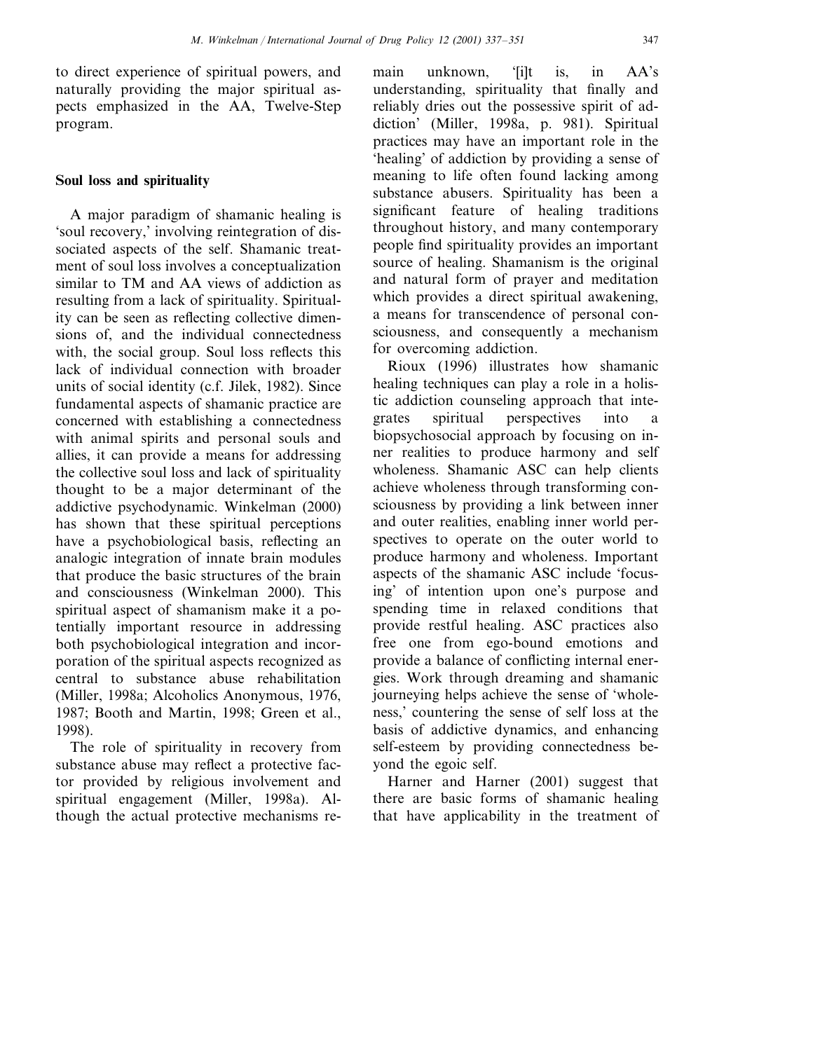to direct experience of spiritual powers, and naturally providing the major spiritual aspects emphasized in the AA, Twelve-Step program.

## Soul loss and spirituality

A major paradigm of shamanic healing is 'soul recovery,' involving reintegration of dissociated aspects of the self. Shamanic treatment of soul loss involves a conceptualization similar to TM and AA views of addiction as resulting from a lack of spirituality. Spirituality can be seen as reflecting collective dimensions of, and the individual connectedness with, the social group. Soul loss reflects this lack of individual connection with broader units of social identity (c.f. Jilek, 1982). Since fundamental aspects of shamanic practice are concerned with establishing a connectedness with animal spirits and personal souls and allies, it can provide a means for addressing the collective soul loss and lack of spirituality thought to be a major determinant of the addictive psychodynamic. Winkelman (2000) has shown that these spiritual perceptions have a psychobiological basis, reflecting an analogic integration of innate brain modules that produce the basic structures of the brain and consciousness (Winkelman 2000). This spiritual aspect of shamanism make it a potentially important resource in addressing both psychobiological integration and incorporation of the spiritual aspects recognized as central to substance abuse rehabilitation (Miller, 1998a; Alcoholics Anonymous, 1976, 1987; Booth and Martin, 1998; Green et al., 1998).

The role of spirituality in recovery from substance abuse may reflect a protective factor provided by religious involvement and spiritual engagement (Miller, 1998a). Although the actual protective mechanisms remain unknown, '[i]t is, in AA's understanding, spirituality that finally and reliably dries out the possessive spirit of addiction' (Miller, 1998a, p. 981). Spiritual practices may have an important role in the 'healing' of addiction by providing a sense of meaning to life often found lacking among substance abusers. Spirituality has been a significant feature of healing traditions throughout history, and many contemporary people find spirituality provides an important source of healing. Shamanism is the original and natural form of prayer and meditation which provides a direct spiritual awakening, a means for transcendence of personal consciousness, and consequently a mechanism for overcoming addiction.

Rioux (1996) illustrates how shamanic healing techniques can play a role in a holistic addiction counseling approach that integrates spiritual perspectives into a biopsychosocial approach by focusing on inner realities to produce harmony and self wholeness. Shamanic ASC can help clients achieve wholeness through transforming consciousness by providing a link between inner and outer realities, enabling inner world perspectives to operate on the outer world to produce harmony and wholeness. Important aspects of the shamanic ASC include 'focusing' of intention upon one's purpose and spending time in relaxed conditions that provide restful healing. ASC practices also free one from ego-bound emotions and provide a balance of conflicting internal energies. Work through dreaming and shamanic journeying helps achieve the sense of 'wholeness,' countering the sense of self loss at the basis of addictive dynamics, and enhancing self-esteem by providing connectedness beyond the egoic self.

Harner and Harner (2001) suggest that there are basic forms of shamanic healing that have applicability in the treatment of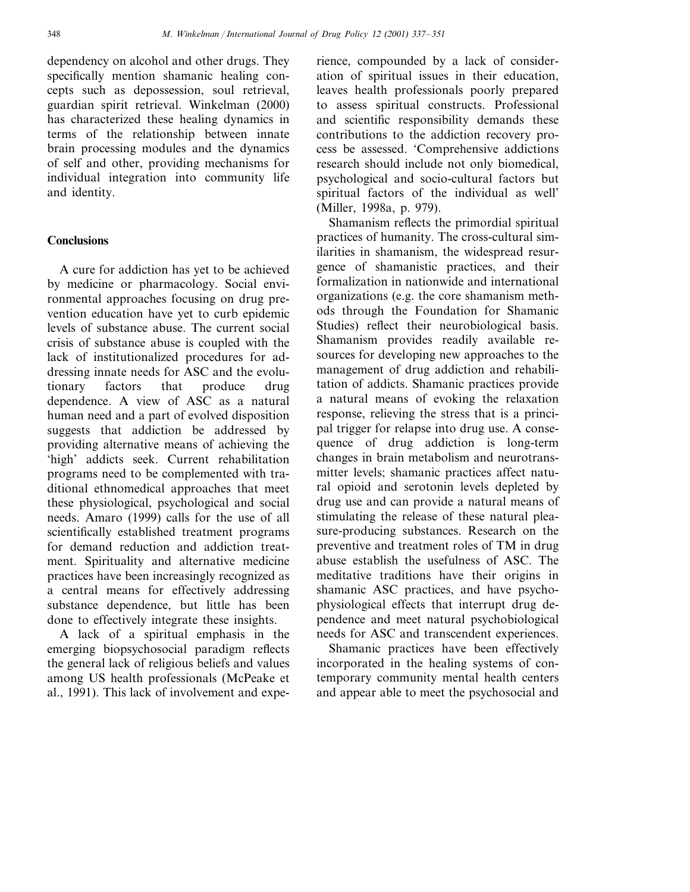dependency on alcohol and other drugs. They specifically mention shamanic healing concepts such as depossession, soul retrieval, guardian spirit retrieval. Winkelman (2000) has characterized these healing dynamics in terms of the relationship between innate brain processing modules and the dynamics of self and other, providing mechanisms for individual integration into community life and identity.

## Conclusions

A cure for addiction has yet to be achieved by medicine or pharmacology. Social environmental approaches focusing on drug prevention education have yet to curb epidemic levels of substance abuse. The current social crisis of substance abuse is coupled with the lack of institutionalized procedures for addressing innate needs for ASC and the evolutionary factors that produce drug dependence. A view of ASC as a natural human need and a part of evolved disposition suggests that addiction be addressed by providing alternative means of achieving the 'high' addicts seek. Current rehabilitation programs need to be complemented with traditional ethnomedical approaches that meet these physiological, psychological and social needs. Amaro (1999) calls for the use of all scientifically established treatment programs for demand reduction and addiction treatment. Spirituality and alternative medicine practices have been increasingly recognized as a central means for effectively addressing substance dependence, but little has been done to effectively integrate these insights.

A lack of a spiritual emphasis in the emerging biopsychosocial paradigm reflects the general lack of religious beliefs and values among US health professionals (McPeake et al., 1991). This lack of involvement and experience, compounded by a lack of consideration of spiritual issues in their education, leaves health professionals poorly prepared to assess spiritual constructs. Professional and scientific responsibility demands these contributions to the addiction recovery process be assessed. 'Comprehensive addictions research should include not only biomedical, psychological and socio-cultural factors but spiritual factors of the individual as well' (Miller, 1998a, p. 979).

Shamanism reflects the primordial spiritual practices of humanity. The cross-cultural similarities in shamanism, the widespread resurgence of shamanistic practices, and their formalization in nationwide and international organizations (e.g. the core shamanism methods through the Foundation for Shamanic Studies) reflect their neurobiological basis. Shamanism provides readily available resources for developing new approaches to the management of drug addiction and rehabilitation of addicts. Shamanic practices provide a natural means of evoking the relaxation response, relieving the stress that is a principal trigger for relapse into drug use. A consequence of drug addiction is long-term changes in brain metabolism and neurotransmitter levels; shamanic practices affect natural opioid and serotonin levels depleted by drug use and can provide a natural means of stimulating the release of these natural pleasure-producing substances. Research on the preventive and treatment roles of TM in drug abuse establish the usefulness of ASC. The meditative traditions have their origins in shamanic ASC practices, and have psychophysiological effects that interrupt drug dependence and meet natural psychobiological needs for ASC and transcendent experiences.

Shamanic practices have been effectively incorporated in the healing systems of contemporary community mental health centers and appear able to meet the psychosocial and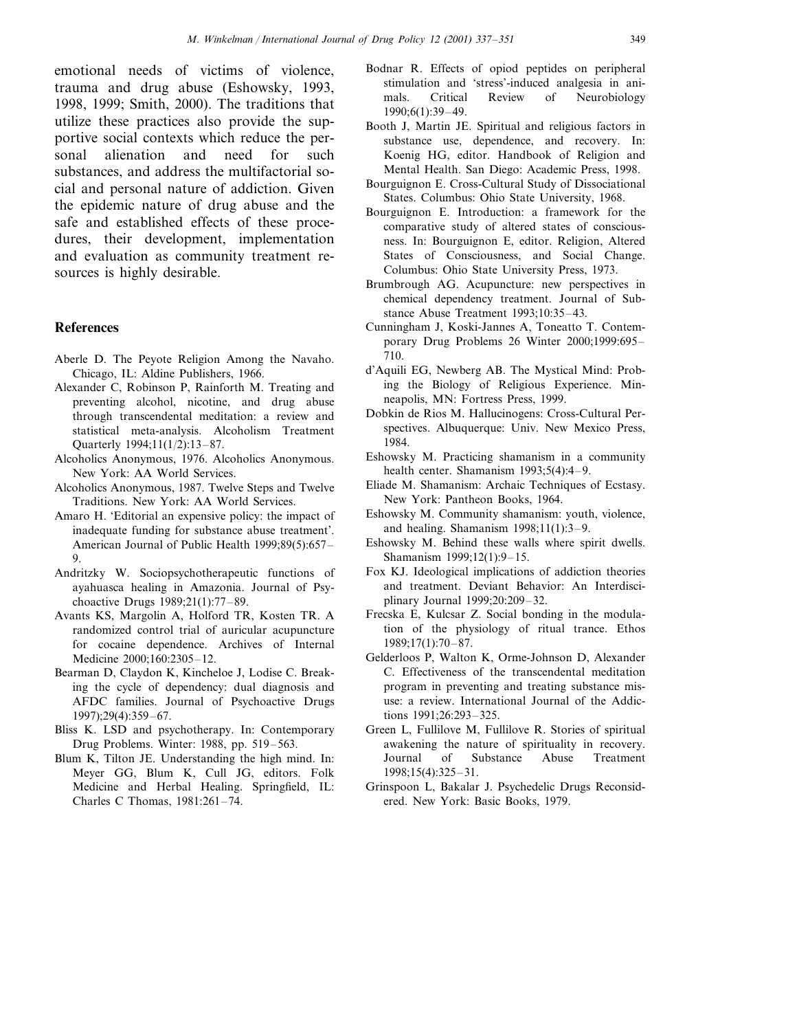emotional needs of victims of violence, trauma and drug abuse (Eshowsky, 1993, 1998, 1999; Smith, 2000). The traditions that utilize these practices also provide the supportive social contexts which reduce the personal alienation and need for such substances, and address the multifactorial social and personal nature of addiction. Given the epidemic nature of drug abuse and the safe and established effects of these procedures, their development, implementation and evaluation as community treatment resources is highly desirable.

## References

Aberle D. The Peyote Religion Among the Navaho. Chicago, IL: Aldine Publishers, 1966.

Alexander C, Robinson P, Rainforth M. Treating and preventing alcohol, nicotine, and drug abuse through transcendental meditation: a review and statistical meta-analysis. Alcoholism Treatment Quarterly 1994;11(1/2):13–87.

Alcoholics Anonymous, 1976. Alcoholics Anonymous. New York: AA World Services.

Alcoholics Anonymous, 1987. Twelve Steps and Twelve Traditions. New York: AA World Services.

Amaro H. 'Editorial an expensive policy: the impact of inadequate funding for substance abuse treatment'. American Journal of Public Health 1999;89(5):657–9.

Andritzky W. Sociopsychotherapeutic functions of ayahuasca healing in Amazonia. Journal of Psychoactive Drugs 1989;21(1):77–89.

Avants KS, Margolin A, Holford TR, Kosten TR. A randomized control trial of auricular acupuncture for cocaine dependence. Archives of Internal Medicine 2000;160:2305–12.

Bearman D, Claydon K, Kincheloe J, Lodise C. Breaking the cycle of dependency: dual diagnosis and AFDC families. Journal of Psychoactive Drugs 1997);29(4):359–67.

Bliss K. LSD and psychotherapy. In: Contemporary Drug Problems. Winter: 1988, pp. 519–563.

Blum K, Tilton JE. Understanding the high mind. In: Meyer GG, Blum K, Cull JG, editors. Folk Medicine and Herbal Healing. Springfield, IL: Charles C Thomas, 1981:261–74.

Bodnar R. Effects of opiod peptides on peripheral stimulation and 'stress'-induced analgesia in animals. Critical Review of Neurobiology 1990;6(1):39–49.

Booth J, Martin JE. Spiritual and religious factors in substance use, dependence, and recovery. In: Koenig HG, editor. Handbook of Religion and Mental Health. San Diego: Academic Press, 1998.

Bourguignon E. Cross-Cultural Study of Dissociational States. Columbus: Ohio State University, 1968.

Bourguignon E. Introduction: a framework for the comparative study of altered states of consciousness. In: Bourguignon E, editor. Religion, Altered States of Consciousness, and Social Change. Columbus: Ohio State University Press, 1973.

Brumbrough AG. Acupuncture: new perspectives in chemical dependency treatment. Journal of Substance Abuse Treatment 1993;10:35–43.

Cunningham J, Koski-Jannes A, Toneatto T. Contemporary Drug Problems 26 Winter 2000;1999:695–710.

d'Aquili EG, Newberg AB. The Mystical Mind: Probing the Biology of Religious Experience. Minneapolis, MN: Fortress Press, 1999.

Dobkin de Rios M. Hallucinogens: Cross-Cultural Perspectives. Albuquerque: Univ. New Mexico Press, 1984.

Eshowsky M. Practicing shamanism in a community health center. Shamanism 1993;5(4):4–9.

Eliade M. Shamanism: Archaic Techniques of Ecstasy. New York: Pantheon Books, 1964.

Eshowsky M. Community shamanism: youth, violence, and healing. Shamanism 1998;11(1):3–9.

Eshowsky M. Behind these walls where spirit dwells. Shamanism 1999;12(1):9–15.

Fox KJ. Ideological implications of addiction theories and treatment. Deviant Behavior: An Interdisciplinary Journal 1999;20:209–32.

Frecska E, Kulcsar Z. Social bonding in the modulation of the physiology of ritual trance. Ethos 1989;17(1):70–87.

Gelderloos P, Walton K, Orme-Johnson D, Alexander C. Effectiveness of the transcendental meditation program in preventing and treating substance misuse: a review. International Journal of the Addictions 1991;26:293–325.

Green L, Fullilove M, Fullilove R. Stories of spiritual awakening the nature of spirituality in recovery. Journal of Substance Abuse Treatment 1998;15(4):325–31.

Grinspoon L, Bakalar J. Psychedelic Drugs Reconsidered. New York: Basic Books, 1979.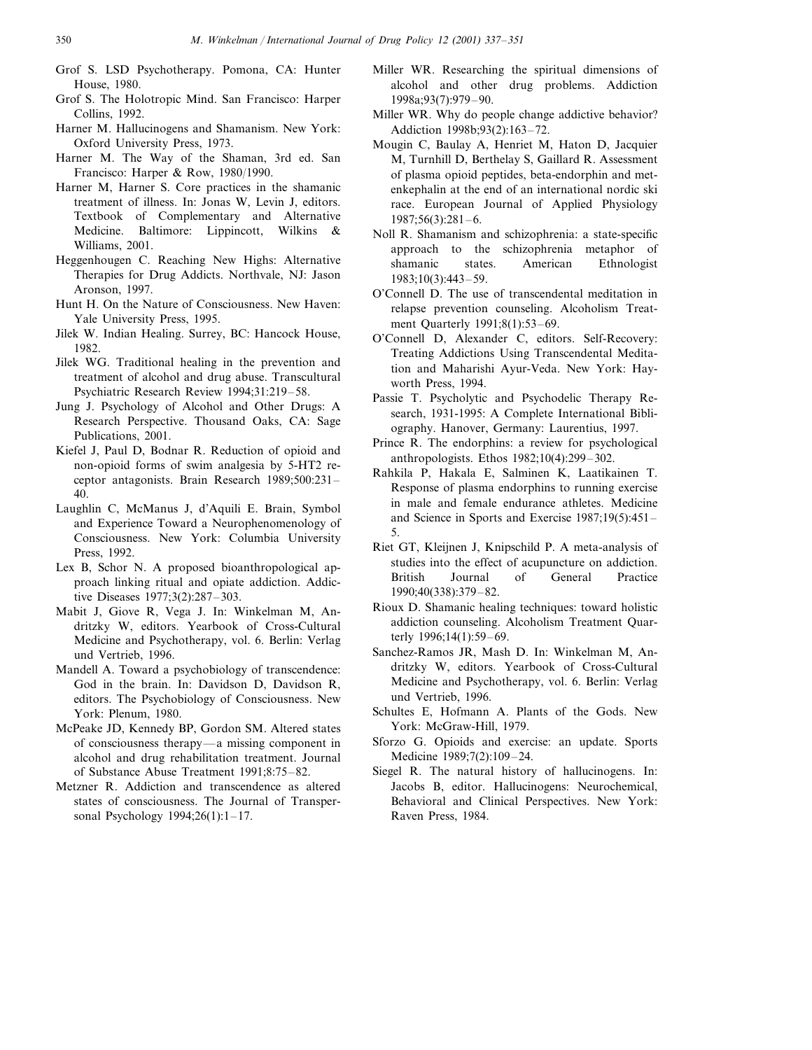Grof S. LSD Psychotherapy. Pomona, CA: Hunter House, 1980.

Grof S. The Holotropic Mind. San Francisco: Harper Collins, 1992.

Harner M. Hallucinogens and Shamanism. New York: Oxford University Press, 1973.

Harner M. The Way of the Shaman, 3rd ed. San Francisco: Harper & Row, 1980/1990.

Harner M, Harner S. Core practices in the shamanic treatment of illness. In: Jonas W, Levin J, editors. Textbook of Complementary and Alternative Medicine. Baltimore: Lippincott, Wilkins & Williams, 2001.

Heggenhougen C. Reaching New Highs: Alternative Therapies for Drug Addicts. Northvale, NJ: Jason Aronson, 1997.

Hunt H. On the Nature of Consciousness. New Haven: Yale University Press, 1995.

Jilek W. Indian Healing. Surrey, BC: Hancock House, 1982.

Jilek WG. Traditional healing in the prevention and treatment of alcohol and drug abuse. Transcultural Psychiatric Research Review 1994;31:219–58.

Jung J. Psychology of Alcohol and Other Drugs: A Research Perspective. Thousand Oaks, CA: Sage Publications, 2001.

Kiefel J, Paul D, Bodnar R. Reduction of opioid and non-opioid forms of swim analgesia by 5-HT2 receptor antagonists. Brain Research 1989;500:231–40.

Laughlin C, McManus J, d'Aquili E. Brain, Symbol and Experience Toward a Neurophenomenology of Consciousness. New York: Columbia University Press, 1992.

Lex B, Schor N. A proposed bioanthropological approach linking ritual and opiate addiction. Addictive Diseases 1977;3(2):287–303.

Mabit J, Giove R, Vega J. In: Winkelman M, Andritzky W, editors. Yearbook of Cross-Cultural Medicine and Psychotherapy, vol. 6. Berlin: Verlag und Vertrieb, 1996.

Mandell A. Toward a psychobiology of transcendence: God in the brain. In: Davidson D, Davidson R, editors. The Psychobiology of Consciousness. New York: Plenum, 1980.

McPeake JD, Kennedy BP, Gordon SM. Altered states of consciousness therapy—a missing component in alcohol and drug rehabilitation treatment. Journal of Substance Abuse Treatment 1991;8:75–82.

Metzner R. Addiction and transcendence as altered states of consciousness. The Journal of Transpersonal Psychology 1994;26(1):1–17.

Miller WR. Researching the spiritual dimensions of alcohol and other drug problems. Addiction 1998a;93(7):979–90.

Miller WR. Why do people change addictive behavior? Addiction 1998b;93(2):163–72.

Mougin C, Baulay A, Henriet M, Haton D, Jacquier M, Turnhill D, Berthelay S, Gaillard R. Assessment of plasma opioid peptides, beta-endorphin and met-enkephalin at the end of an international nordic ski race. European Journal of Applied Physiology 1987;56(3):281–6.

Noll R. Shamanism and schizophrenia: a state-specific approach to the schizophrenia metaphor of shamanic states. American Ethnologist 1983;10(3):443–59.

O'Connell D. The use of transcendental meditation in relapse prevention counseling. Alcoholism Treatment Quarterly 1991;8(1):53–69.

O'Connell D, Alexander C, editors. Self-Recovery: Treating Addictions Using Transcendental Meditation and Maharishi Ayur-Veda. New York: Hayworth Press, 1994.

Passie T. Psycholytic and Psychodelic Therapy Research, 1931-1995: A Complete International Bibliography. Hanover, Germany: Laurentius, 1997.

Prince R. The endorphins: a review for psychological anthropologists. Ethos 1982;10(4):299–302.

Rahkila P, Hakala E, Salminen K, Laatikainen T. Response of plasma endorphins to running exercise in male and female endurance athletes. Medicine and Science in Sports and Exercise 1987;19(5):451–5.

Riet GT, Kleijnen J, Knipschild P. A meta-analysis of studies into the effect of acupuncture on addiction. British Journal of General Practice 1990;40(338):379–82.

Rioux D. Shamanic healing techniques: toward holistic addiction counseling. Alcoholism Treatment Quarterly 1996;14(1):59–69.

Sanchez-Ramos JR, Mash D. In: Winkelman M, Andritzky W, editors. Yearbook of Cross-Cultural Medicine and Psychotherapy, vol. 6. Berlin: Verlag und Vertrieb, 1996.

Schultes E, Hofmann A. Plants of the Gods. New York: McGraw-Hill, 1979.

Sforzo G. Opioids and exercise: an update. Sports Medicine 1989;7(2):109–24.

Siegel R. The natural history of hallucinogens. In: Jacobs B, editor. Hallucinogens: Neurochemical, Behavioral and Clinical Perspectives. New York: Raven Press, 1984.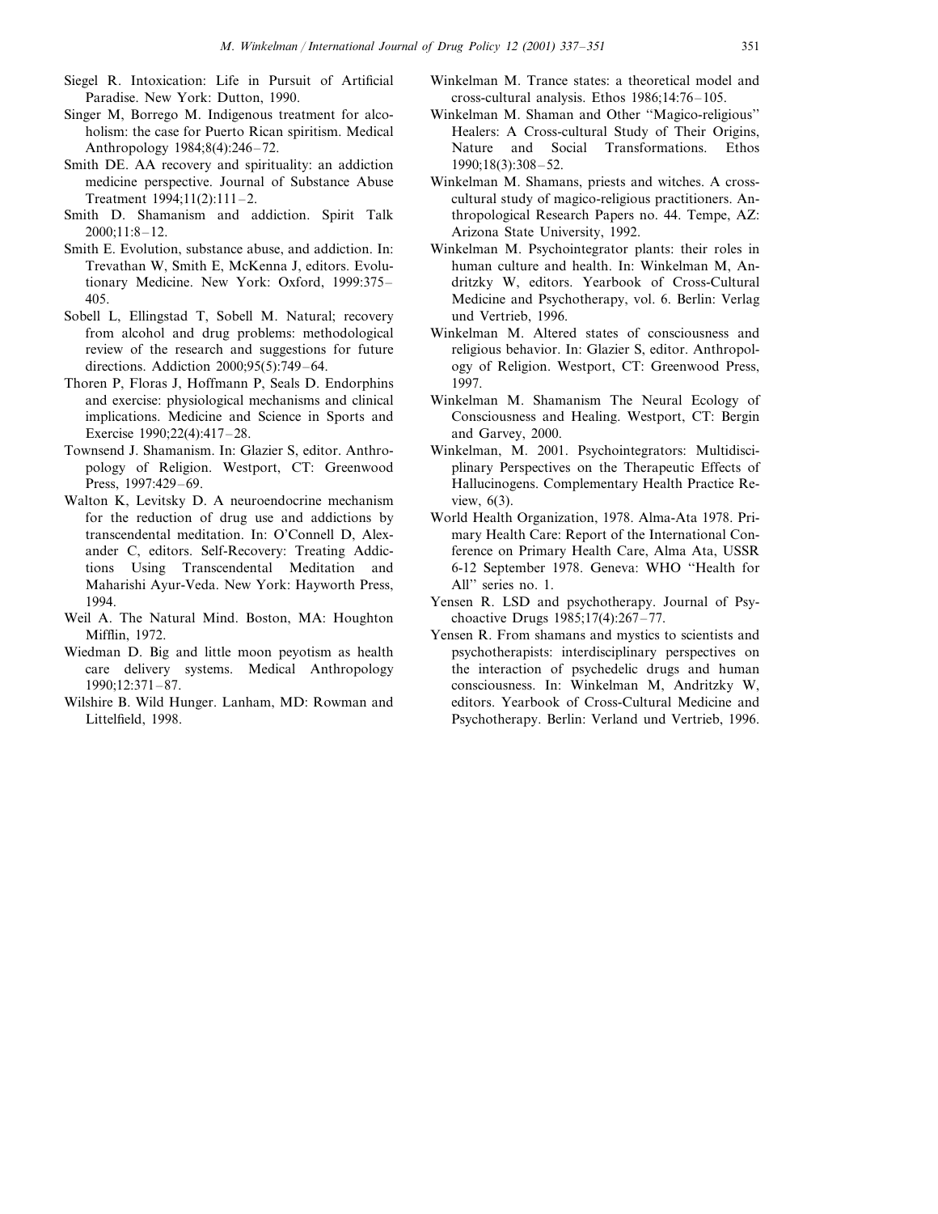Siegel R. Intoxication: Life in Pursuit of Artificial Paradise. New York: Dutton, 1990.

Singer M, Borrego M. Indigenous treatment for alcoholism: the case for Puerto Rican spiritism. Medical Anthropology 1984;8(4):246–72.

Smith DE. AA recovery and spirituality: an addiction medicine perspective. Journal of Substance Abuse Treatment 1994;11(2):111–2.

Smith D. Shamanism and addiction. Spirit Talk 2000;11:8–12.

Smith E. Evolution, substance abuse, and addiction. In: Trevathan W, Smith E, McKenna J, editors. Evolutionary Medicine. New York: Oxford, 1999:375–405.

Sobell L, Ellingstad T, Sobell M. Natural; recovery from alcohol and drug problems: methodological review of the research and suggestions for future directions. Addiction 2000;95(5):749–64.

Thoren P, Floras J, Hoffmann P, Seals D. Endorphins and exercise: physiological mechanisms and clinical implications. Medicine and Science in Sports and Exercise 1990;22(4):417–28.

Townsend J. Shamanism. In: Glazier S, editor. Anthropology of Religion. Westport, CT: Greenwood Press, 1997:429–69.

Walton K, Levitsky D. A neuroendocrine mechanism for the reduction of drug use and addictions by transcendental meditation. In: O'Connell D, Alexander C, editors. Self-Recovery: Treating Addictions Using Transcendental Meditation and Maharishi Ayur-Veda. New York: Hayworth Press, 1994.

Weil A. The Natural Mind. Boston, MA: Houghton Mifflin, 1972.

Wiedman D. Big and little moon peyotism as health care delivery systems. Medical Anthropology 1990;12:371–87.

Wilshire B. Wild Hunger. Lanham, MD: Rowman and Littelfield, 1998.

Winkelman M. Trance states: a theoretical model and cross-cultural analysis. Ethos 1986;14:76–105.

Winkelman M. Shaman and Other "Magico-religious" Healers: A Cross-cultural Study of Their Origins, Nature and Social Transformations. Ethos 1990;18(3):308–52.

Winkelman M. Shamans, priests and witches. A cross-cultural study of magico-religious practitioners. Anthropological Research Papers no. 44. Tempe, AZ: Arizona State University, 1992.

Winkelman M. Psychointegrator plants: their roles in human culture and health. In: Winkelman M, Andritzky W, editors. Yearbook of Cross-Cultural Medicine and Psychotherapy, vol. 6. Berlin: Verlag und Vertrieb, 1996.

Winkelman M. Altered states of consciousness and religious behavior. In: Glazier S, editor. Anthropology of Religion. Westport, CT: Greenwood Press, 1997.

Winkelman M. Shamanism The Neural Ecology of Consciousness and Healing. Westport, CT: Bergin and Garvey, 2000.

Winkelman, M. 2001. Psychointegrators: Multidisciplinary Perspectives on the Therapeutic Effects of Hallucinogens. Complementary Health Practice Review, 6(3).

World Health Organization, 1978. Alma-Ata 1978. Primary Health Care: Report of the International Conference on Primary Health Care, Alma Ata, USSR 6-12 September 1978. Geneva: WHO "Health for All" series no. 1.

Yensen R. LSD and psychotherapy. Journal of Psychoactive Drugs 1985;17(4):267–77.

Yensen R. From shamans and mystics to scientists and psychotherapists: interdisciplinary perspectives on the interaction of psychedelic drugs and human consciousness. In: Winkelman M, Andritzky W, editors. Yearbook of Cross-Cultural Medicine and Psychotherapy. Berlin: Verland und Vertrieb, 1996.